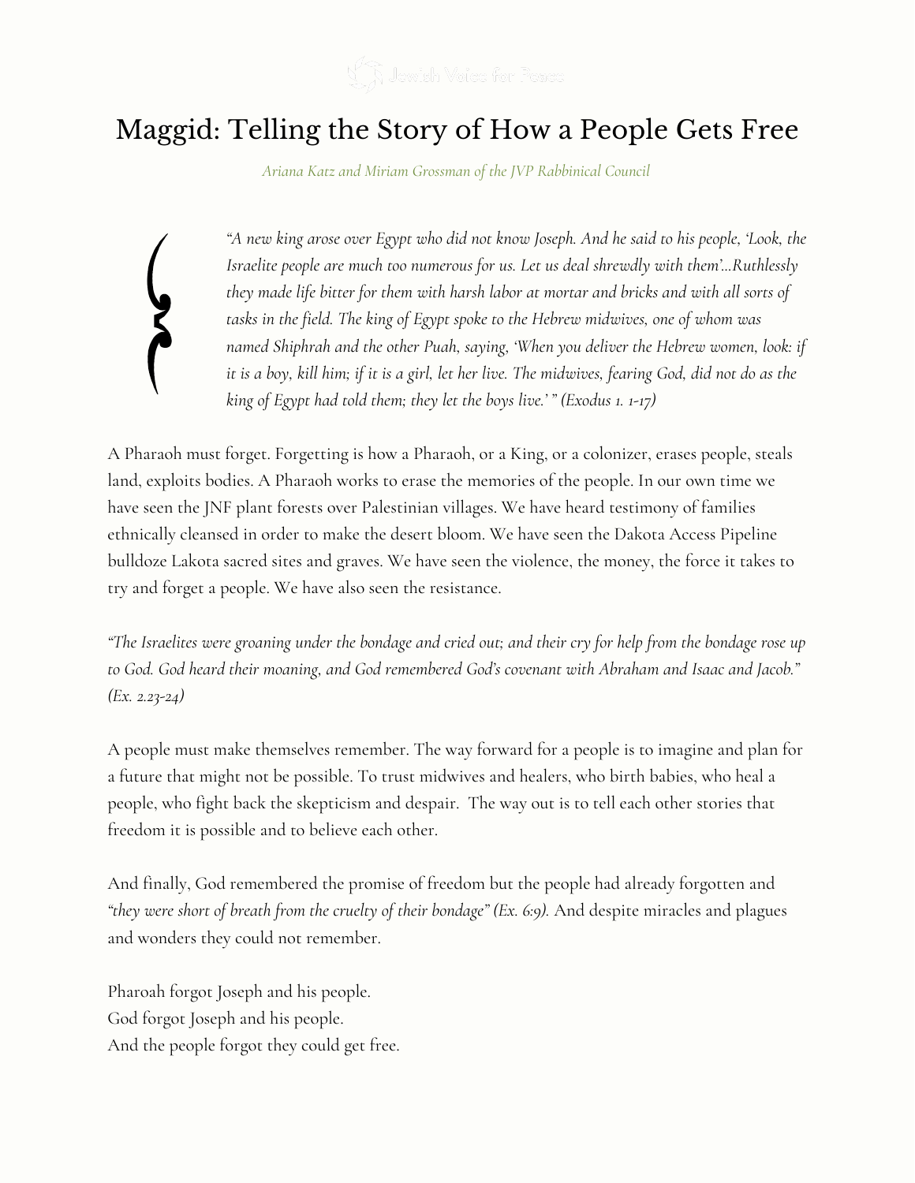# Maggid: Telling the Story of How a People Gets Free

*Ariana Katz and Miriam Grossman of the JVP Rabbinical Council*

*"A new king arose over Egypt who did not know Joseph. And he said to his people, 'Look, the Israelite people are much too numerous for us. Let us deal shrewdly with them'...Ruthlessly they made life bitter for them with harsh labor at mortar and bricks and with all sorts of tasks in the field. The king of Egypt spoke to the Hebrew midwives, one of whom was named Shiphrah and the other Puah, saying, 'When you deliver the Hebrew women, look: if it is a boy, kill him; if it is a girl, let her live. The midwives, fearing God, did not do as the king of Egypt had told them; they let the boys live.' " (Exodus 1. 1-17)*

A Pharaoh must forget. Forgetting is how a Pharaoh, or a King, or a colonizer, erases people, steals land, exploits bodies. A Pharaoh works to erase the memories of the people. In our own time we have seen the JNF plant forests over Palestinian villages. We have heard testimony of families ethnically cleansed in order to make the desert bloom. We have seen the Dakota Access Pipeline bulldoze Lakota sacred sites and graves. We have seen the violence, the money, the force it takes to try and forget a people. We have also seen the resistance.

*"The Israelites were groaning under the bondage and cried out; and their cry for help from the bondage rose up to God. God heard their moaning, and God remembered God's covenant with Abraham and Isaac and Jacob." (Ex. 2.23-24)*

A people must make themselves remember. The way forward for a people is to imagine and plan for a future that might not be possible. To trust midwives and healers, who birth babies, who heal a people, who fight back the skepticism and despair. The way out is to tell each other stories that freedom it is possible and to believe each other.

And finally, God remembered the promise of freedom but the people had already forgotten and *"they were short of breath from the cruelty of their bondage" (Ex. 6:9).* And despite miracles and plagues and wonders they could not remember.

Pharoah forgot Joseph and his people.
God forgot Joseph and his people.
And the people forgot they could get free.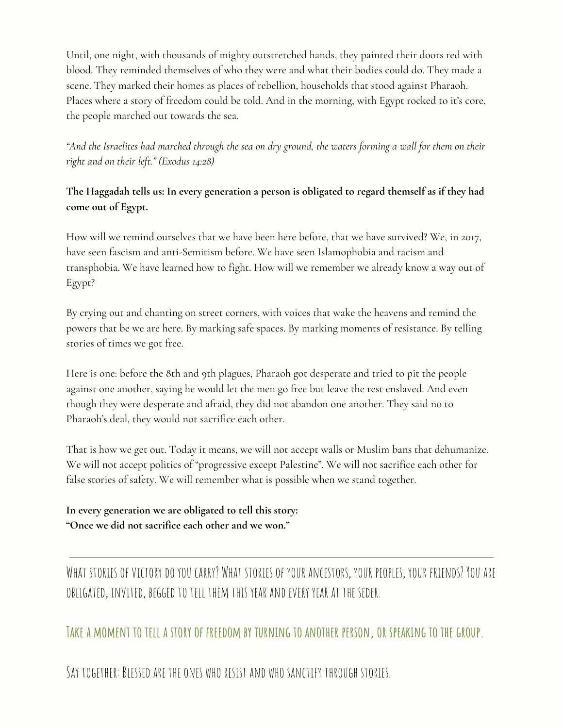Until, one night, with thousands of mighty outstretched hands, they painted their doors red with blood. They reminded themselves of who they were and what their bodies could do. They made a scene. They marked their homes as places of rebellion, households that stood against Pharaoh. Places where a story of freedom could be told. And in the morning, with Egypt rocked to it's core, the people marched out towards the sea.

*"And the Israelites had marched through the sea on dry ground, the waters forming a wall for them on their right and on their left." (Exodus 14:28)*

**The Haggadah tells us: In every generation a person is obligated to regard themself as if they had come out of Egypt.**

How will we remind ourselves that we have been here before, that we have survived? We, in 2017, have seen fascism and anti-Semitism before. We have seen Islamophobia and racism and transphobia. We have learned how to fight. How will we remember we already know a way out of Egypt?

By crying out and chanting on street corners, with voices that wake the heavens and remind the powers that be we are here. By marking safe spaces. By marking moments of resistance. By telling stories of times we got free.

Here is one: before the 8th and 9th plagues, Pharaoh got desperate and tried to pit the people against one another, saying he would let the men go free but leave the rest enslaved. And even though they were desperate and afraid, they did not abandon one another. They said no to Pharaoh's deal, they would not sacrifice each other.

That is how we get out. Today it means, we will not accept walls or Muslim bans that dehumanize. We will not accept politics of "progressive except Palestine". We will not sacrifice each other for false stories of safety. We will remember what is possible when we stand together.

**In every generation we are obligated to tell this story:**
**"Once we did not sacrifice each other and we won."**

---

WHAT STORIES OF VICTORY DO YOU CARRY? WHAT STORIES OF YOUR ANCESTORS, YOUR PEOPLES, YOUR FRIENDS? YOU ARE OBLIGATED, INVITED, BEGGED TO TELL THEM THIS YEAR AND EVERY YEAR AT THE SEDER.

TAKE A MOMENT TO TELL A STORY OF FREEDOM BY TURNING TO ANOTHER PERSON, OR SPEAKING TO THE GROUP.

SAY TOGETHER: BLESSED ARE THE ONES WHO RESIST AND WHO SANCTIFY THROUGH STORIES.